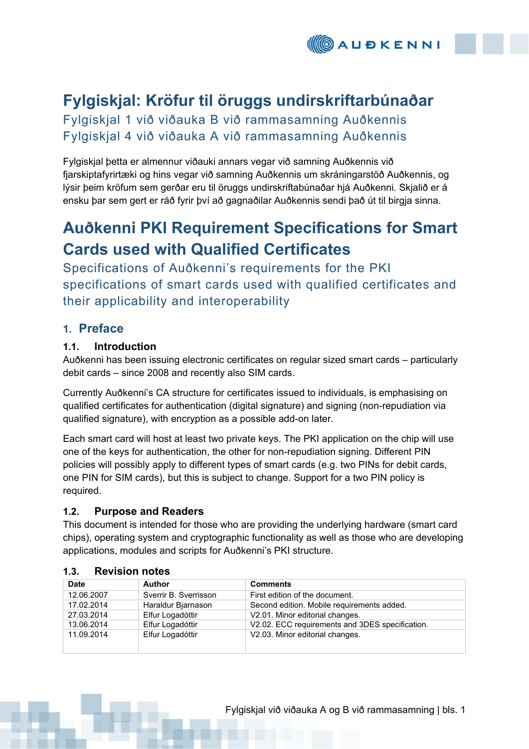# Fylgiskjal: Kröfur til öruggs undirskriftarbúnaðar

Fylgiskjal 1 við viðauka B við rammasamning Auðkennis
Fylgiskjal 4 við viðauka A við rammasamning Auðkennis

Fylgiskjal þetta er almennur viðauki annars vegar við samning Auðkennis við fjarskiptafyrirtæki og hins vegar við samning Auðkennis um skráningarstöð Auðkennis, og lýsir þeim kröfum sem gerðar eru til öruggs undirskriftabúnaðar hjá Auðkenni. Skjalið er á ensku þar sem gert er ráð fyrir því að gagnaðilar Auðkennis sendi það út til birgja sinna.

# Auðkenni PKI Requirement Specifications for Smart Cards used with Qualified Certificates

Specifications of Auðkenni's requirements for the PKI specifications of smart cards used with qualified certificates and their applicability and interoperability

## 1. Preface

### 1.1. Introduction

Auðkenni has been issuing electronic certificates on regular sized smart cards – particularly debit cards – since 2008 and recently also SIM cards.

Currently Auðkenni's CA structure for certificates issued to individuals, is emphasising on qualified certificates for authentication (digital signature) and signing (non-repudiation via qualified signature), with encryption as a possible add-on later.

Each smart card will host at least two private keys. The PKI application on the chip will use one of the keys for authentication, the other for non-repudiation signing. Different PIN policies will possibly apply to different types of smart cards (e.g. two PINs for debit cards, one PIN for SIM cards), but this is subject to change. Support for a two PIN policy is required.

### 1.2. Purpose and Readers

This document is intended for those who are providing the underlying hardware (smart card chips), operating system and cryptographic functionality as well as those who are developing applications, modules and scripts for Auðkenni's PKI structure.

### 1.3. Revision notes

| Date | Author | Comments |
|---|---|---|
| 12.06.2007 | Sverrir B. Sverrisson | First edition of the document. |
| 17.02.2014 | Haraldur Bjarnason | Second edition. Mobile requirements added. |
| 27.03.2014 | Elfur Logadóttir | V2.01. Minor editorial changes. |
| 13.06.2014 | Elfur Logadóttir | V2.02. ECC requirements and 3DES specification. |
| 11.09.2014 | Elfur Logadóttir | V2.03. Minor editorial changes. |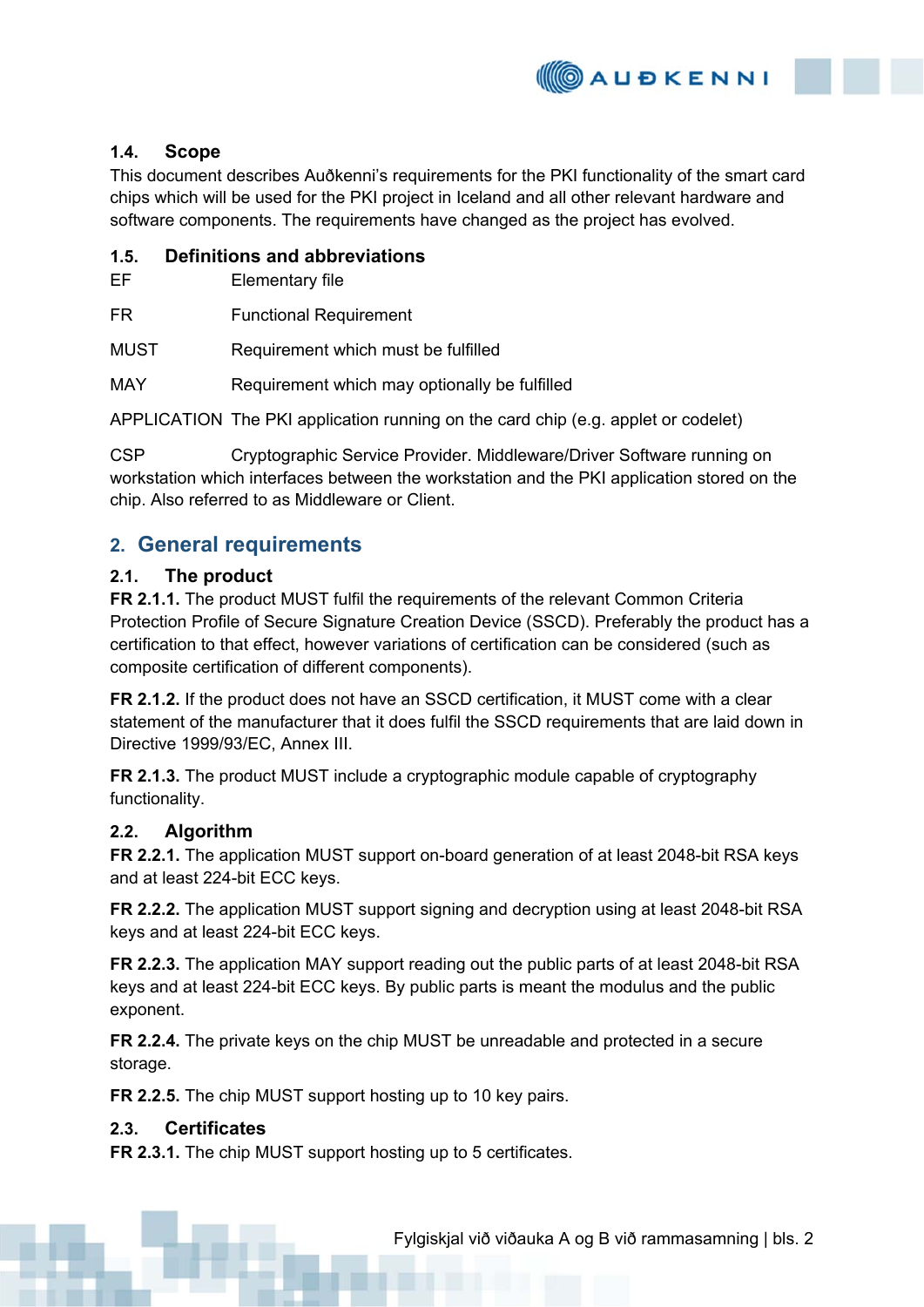### 1.4. Scope

This document describes Auðkenni's requirements for the PKI functionality of the smart card chips which will be used for the PKI project in Iceland and all other relevant hardware and software components. The requirements have changed as the project has evolved.

### 1.5. Definitions and abbreviations

| | |
|---|---|
| EF | Elementary file |
| FR | Functional Requirement |
| MUST | Requirement which must be fulfilled |
| MAY | Requirement which may optionally be fulfilled |
| APPLICATION | The PKI application running on the card chip (e.g. applet or codelet) |

CSP Cryptographic Service Provider. Middleware/Driver Software running on workstation which interfaces between the workstation and the PKI application stored on the chip. Also referred to as Middleware or Client.

## 2. General requirements

### 2.1. The product

**FR 2.1.1.** The product MUST fulfil the requirements of the relevant Common Criteria Protection Profile of Secure Signature Creation Device (SSCD). Preferably the product has a certification to that effect, however variations of certification can be considered (such as composite certification of different components).

**FR 2.1.2.** If the product does not have an SSCD certification, it MUST come with a clear statement of the manufacturer that it does fulfil the SSCD requirements that are laid down in Directive 1999/93/EC, Annex III.

**FR 2.1.3.** The product MUST include a cryptographic module capable of cryptography functionality.

### 2.2. Algorithm

**FR 2.2.1.** The application MUST support on-board generation of at least 2048-bit RSA keys and at least 224-bit ECC keys.

**FR 2.2.2.** The application MUST support signing and decryption using at least 2048-bit RSA keys and at least 224-bit ECC keys.

**FR 2.2.3.** The application MAY support reading out the public parts of at least 2048-bit RSA keys and at least 224-bit ECC keys. By public parts is meant the modulus and the public exponent.

**FR 2.2.4.** The private keys on the chip MUST be unreadable and protected in a secure storage.

**FR 2.2.5.** The chip MUST support hosting up to 10 key pairs.

### 2.3. Certificates

**FR 2.3.1.** The chip MUST support hosting up to 5 certificates.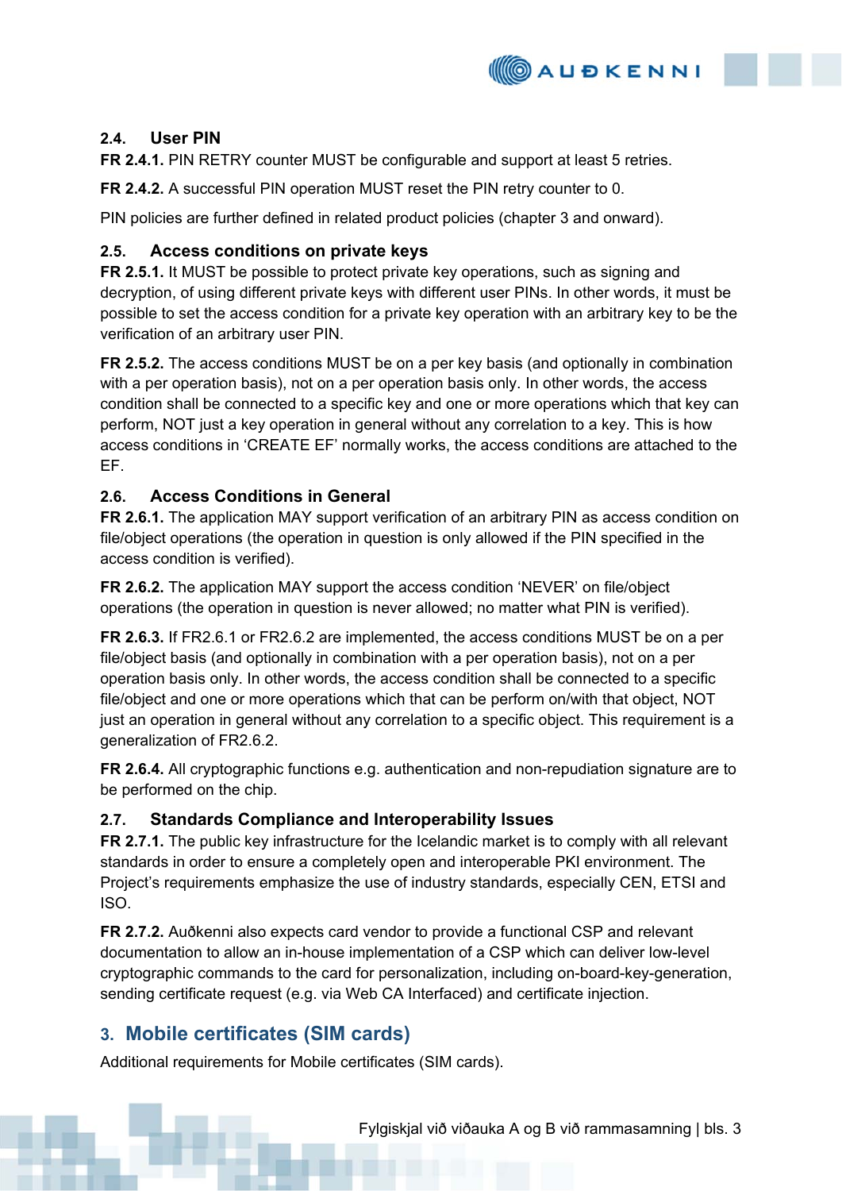### 2.4. User PIN

**FR 2.4.1.** PIN RETRY counter MUST be configurable and support at least 5 retries.

**FR 2.4.2.** A successful PIN operation MUST reset the PIN retry counter to 0.

PIN policies are further defined in related product policies (chapter 3 and onward).

### 2.5. Access conditions on private keys

**FR 2.5.1.** It MUST be possible to protect private key operations, such as signing and decryption, of using different private keys with different user PINs. In other words, it must be possible to set the access condition for a private key operation with an arbitrary key to be the verification of an arbitrary user PIN.

**FR 2.5.2.** The access conditions MUST be on a per key basis (and optionally in combination with a per operation basis), not on a per operation basis only. In other words, the access condition shall be connected to a specific key and one or more operations which that key can perform, NOT just a key operation in general without any correlation to a key. This is how access conditions in 'CREATE EF' normally works, the access conditions are attached to the EF.

### 2.6. Access Conditions in General

**FR 2.6.1.** The application MAY support verification of an arbitrary PIN as access condition on file/object operations (the operation in question is only allowed if the PIN specified in the access condition is verified).

**FR 2.6.2.** The application MAY support the access condition 'NEVER' on file/object operations (the operation in question is never allowed; no matter what PIN is verified).

**FR 2.6.3.** If FR2.6.1 or FR2.6.2 are implemented, the access conditions MUST be on a per file/object basis (and optionally in combination with a per operation basis), not on a per operation basis only. In other words, the access condition shall be connected to a specific file/object and one or more operations which that can be perform on/with that object, NOT just an operation in general without any correlation to a specific object. This requirement is a generalization of FR2.6.2.

**FR 2.6.4.** All cryptographic functions e.g. authentication and non-repudiation signature are to be performed on the chip.

### 2.7. Standards Compliance and Interoperability Issues

**FR 2.7.1.** The public key infrastructure for the Icelandic market is to comply with all relevant standards in order to ensure a completely open and interoperable PKI environment. The Project's requirements emphasize the use of industry standards, especially CEN, ETSI and ISO.

**FR 2.7.2.** Auðkenni also expects card vendor to provide a functional CSP and relevant documentation to allow an in-house implementation of a CSP which can deliver low-level cryptographic commands to the card for personalization, including on-board-key-generation, sending certificate request (e.g. via Web CA Interfaced) and certificate injection.

## 3. Mobile certificates (SIM cards)

Additional requirements for Mobile certificates (SIM cards).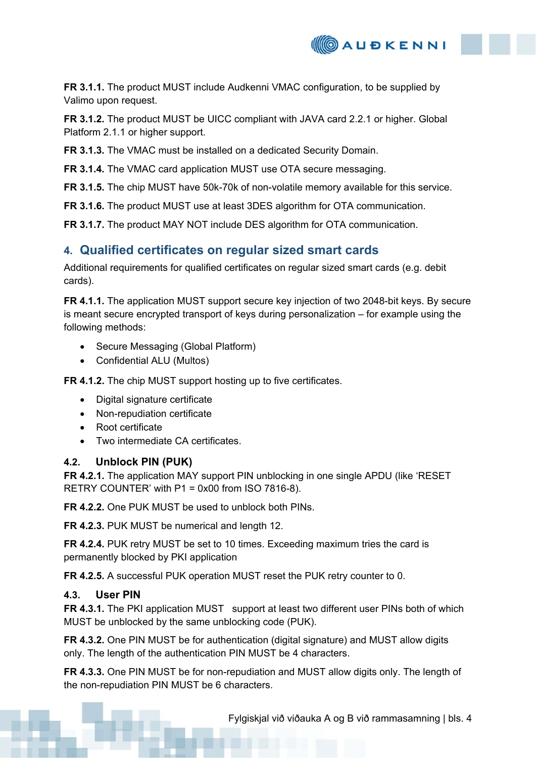**FR 3.1.1.** The product MUST include Audkenni VMAC configuration, to be supplied by Valimo upon request.

**FR 3.1.2.** The product MUST be UICC compliant with JAVA card 2.2.1 or higher. Global Platform 2.1.1 or higher support.

**FR 3.1.3.** The VMAC must be installed on a dedicated Security Domain.

**FR 3.1.4.** The VMAC card application MUST use OTA secure messaging.

**FR 3.1.5.** The chip MUST have 50k-70k of non-volatile memory available for this service.

**FR 3.1.6.** The product MUST use at least 3DES algorithm for OTA communication.

**FR 3.1.7.** The product MAY NOT include DES algorithm for OTA communication.

# 4. Qualified certificates on regular sized smart cards

Additional requirements for qualified certificates on regular sized smart cards (e.g. debit cards).

**FR 4.1.1.** The application MUST support secure key injection of two 2048-bit keys. By secure is meant secure encrypted transport of keys during personalization – for example using the following methods:

- Secure Messaging (Global Platform)
- Confidential ALU (Multos)

**FR 4.1.2.** The chip MUST support hosting up to five certificates.

- Digital signature certificate
- Non-repudiation certificate
- Root certificate
- Two intermediate CA certificates.

## 4.2. Unblock PIN (PUK)

**FR 4.2.1.** The application MAY support PIN unblocking in one single APDU (like 'RESET RETRY COUNTER' with P1 = 0x00 from ISO 7816-8).

**FR 4.2.2.** One PUK MUST be used to unblock both PINs.

**FR 4.2.3.** PUK MUST be numerical and length 12.

**FR 4.2.4.** PUK retry MUST be set to 10 times. Exceeding maximum tries the card is permanently blocked by PKI application

**FR 4.2.5.** A successful PUK operation MUST reset the PUK retry counter to 0.

## 4.3. User PIN

**FR 4.3.1.** The PKI application MUST support at least two different user PINs both of which MUST be unblocked by the same unblocking code (PUK).

**FR 4.3.2.** One PIN MUST be for authentication (digital signature) and MUST allow digits only. The length of the authentication PIN MUST be 4 characters.

**FR 4.3.3.** One PIN MUST be for non-repudiation and MUST allow digits only. The length of the non-repudiation PIN MUST be 6 characters.